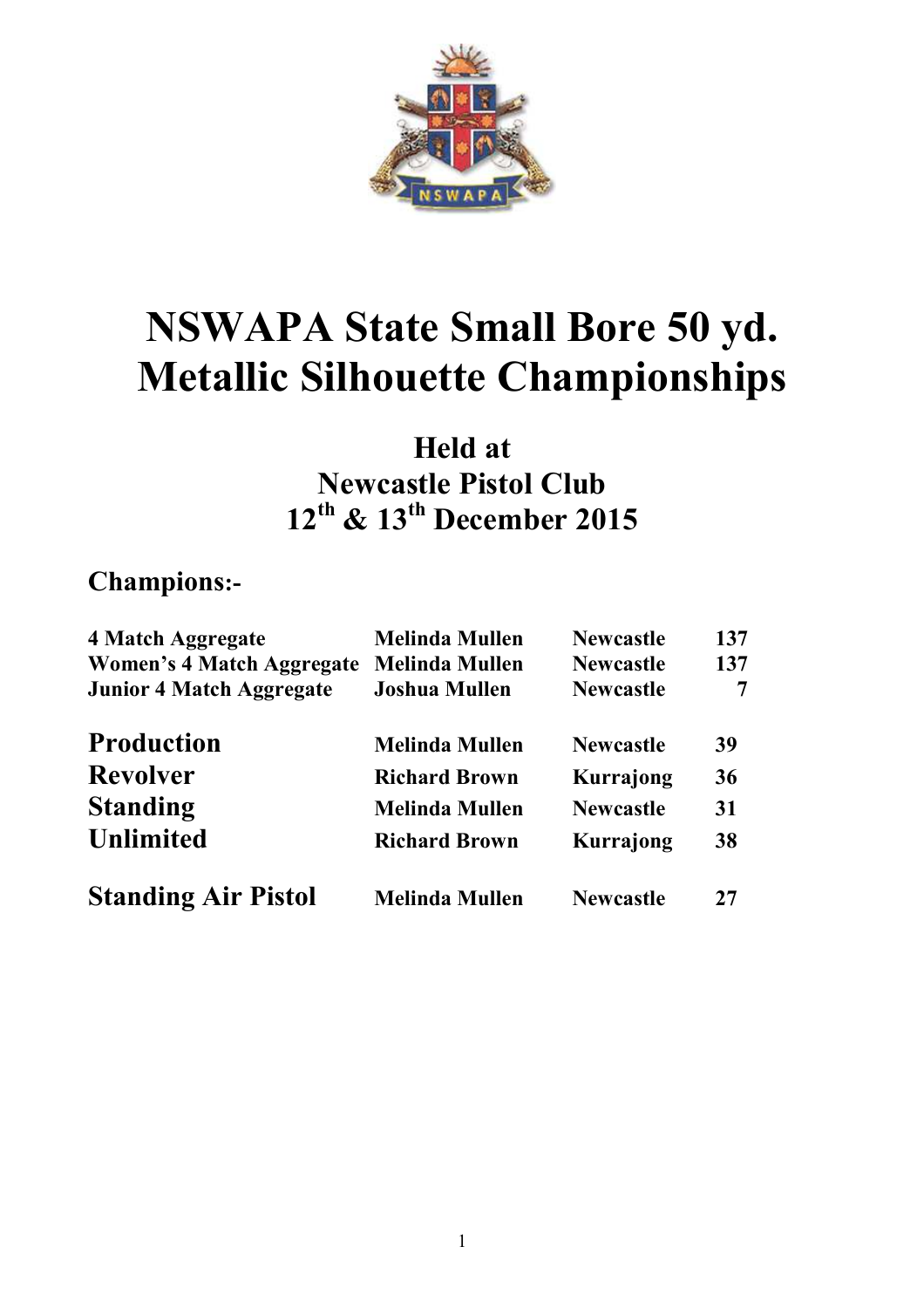# NSWAPA State Small Bore 50 yd. Metallic Silhouette Championships

## Held at
## Newcastle Pistol Club
## 12th & 13th December 2015

### Champions:-

| | | | |
|---|---|---|---|
| **4 Match Aggregate** | **Melinda Mullen** | **Newcastle** | **137** |
| **Women's 4 Match Aggregate** | **Melinda Mullen** | **Newcastle** | **137** |
| **Junior 4 Match Aggregate** | **Joshua Mullen** | **Newcastle** | **7** |

| | | | |
|---|---|---|---|
| **Production** | **Melinda Mullen** | **Newcastle** | **39** |
| **Revolver** | **Richard Brown** | **Kurrajong** | **36** |
| **Standing** | **Melinda Mullen** | **Newcastle** | **31** |
| **Unlimited** | **Richard Brown** | **Kurrajong** | **38** |

| | | | |
|---|---|---|---|
| **Standing Air Pistol** | **Melinda Mullen** | **Newcastle** | **27** |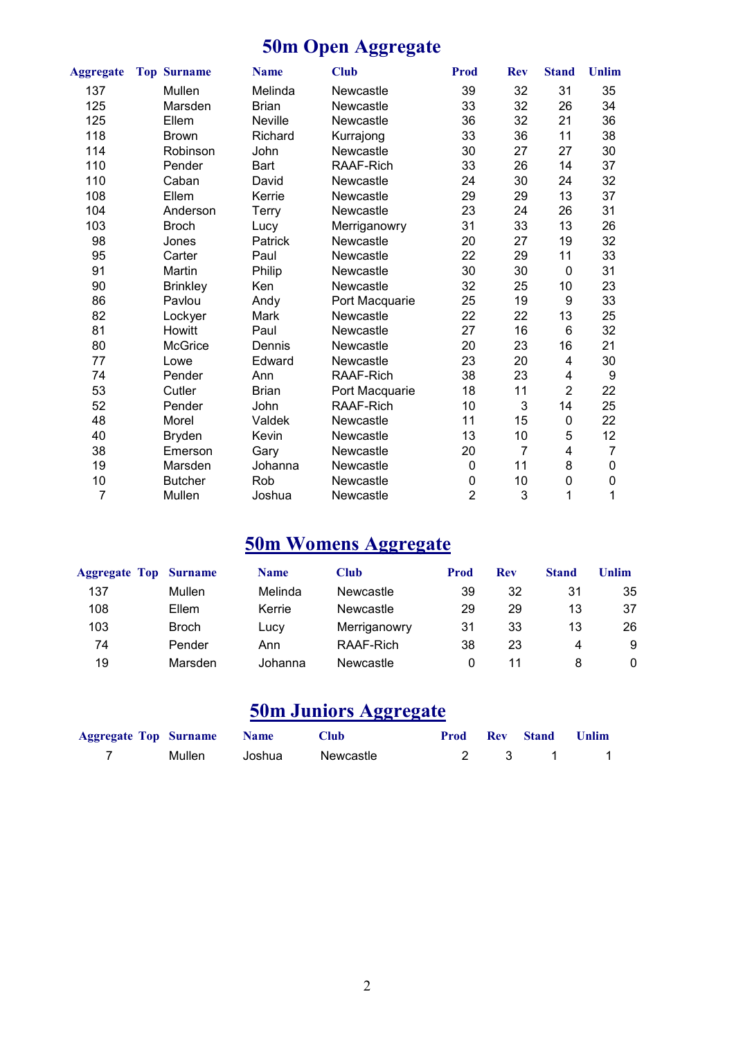# 50m Open Aggregate

| Aggregate | Top | Surname | Name | Club | Prod | Rev | Stand | Unlim |
|---|---|---|---|---|---|---|---|---|
| 137 | | Mullen | Melinda | Newcastle | 39 | 32 | 31 | 35 |
| 125 | | Marsden | Brian | Newcastle | 33 | 32 | 26 | 34 |
| 125 | | Ellem | Neville | Newcastle | 36 | 32 | 21 | 36 |
| 118 | | Brown | Richard | Kurrajong | 33 | 36 | 11 | 38 |
| 114 | | Robinson | John | Newcastle | 30 | 27 | 27 | 30 |
| 110 | | Pender | Bart | RAAF-Rich | 33 | 26 | 14 | 37 |
| 110 | | Caban | David | Newcastle | 24 | 30 | 24 | 32 |
| 108 | | Ellem | Kerrie | Newcastle | 29 | 29 | 13 | 37 |
| 104 | | Anderson | Terry | Newcastle | 23 | 24 | 26 | 31 |
| 103 | | Broch | Lucy | Merriganowry | 31 | 33 | 13 | 26 |
| 98 | | Jones | Patrick | Newcastle | 20 | 27 | 19 | 32 |
| 95 | | Carter | Paul | Newcastle | 22 | 29 | 11 | 33 |
| 91 | | Martin | Philip | Newcastle | 30 | 30 | 0 | 31 |
| 90 | | Brinkley | Ken | Newcastle | 32 | 25 | 10 | 23 |
| 86 | | Pavlou | Andy | Port Macquarie | 25 | 19 | 9 | 33 |
| 82 | | Lockyer | Mark | Newcastle | 22 | 22 | 13 | 25 |
| 81 | | Howitt | Paul | Newcastle | 27 | 16 | 6 | 32 |
| 80 | | McGrice | Dennis | Newcastle | 20 | 23 | 16 | 21 |
| 77 | | Lowe | Edward | Newcastle | 23 | 20 | 4 | 30 |
| 74 | | Pender | Ann | RAAF-Rich | 38 | 23 | 4 | 9 |
| 53 | | Cutler | Brian | Port Macquarie | 18 | 11 | 2 | 22 |
| 52 | | Pender | John | RAAF-Rich | 10 | 3 | 14 | 25 |
| 48 | | Morel | Valdek | Newcastle | 11 | 15 | 0 | 22 |
| 40 | | Bryden | Kevin | Newcastle | 13 | 10 | 5 | 12 |
| 38 | | Emerson | Gary | Newcastle | 20 | 7 | 4 | 7 |
| 19 | | Marsden | Johanna | Newcastle | 0 | 11 | 8 | 0 |
| 10 | | Butcher | Rob | Newcastle | 0 | 10 | 0 | 0 |
| 7 | | Mullen | Joshua | Newcastle | 2 | 3 | 1 | 1 |

# 50m Womens Aggregate

| Aggregate | Top | Surname | Name | Club | Prod | Rev | Stand | Unlim |
|---|---|---|---|---|---|---|---|---|
| 137 | | Mullen | Melinda | Newcastle | 39 | 32 | 31 | 35 |
| 108 | | Ellem | Kerrie | Newcastle | 29 | 29 | 13 | 37 |
| 103 | | Broch | Lucy | Merriganowry | 31 | 33 | 13 | 26 |
| 74 | | Pender | Ann | RAAF-Rich | 38 | 23 | 4 | 9 |
| 19 | | Marsden | Johanna | Newcastle | 0 | 11 | 8 | 0 |

# 50m Juniors Aggregate

| Aggregate | Top | Surname | Name | Club | Prod | Rev | Stand | Unlim |
|---|---|---|---|---|---|---|---|---|
| 7 | | Mullen | Joshua | Newcastle | 2 | 3 | 1 | 1 |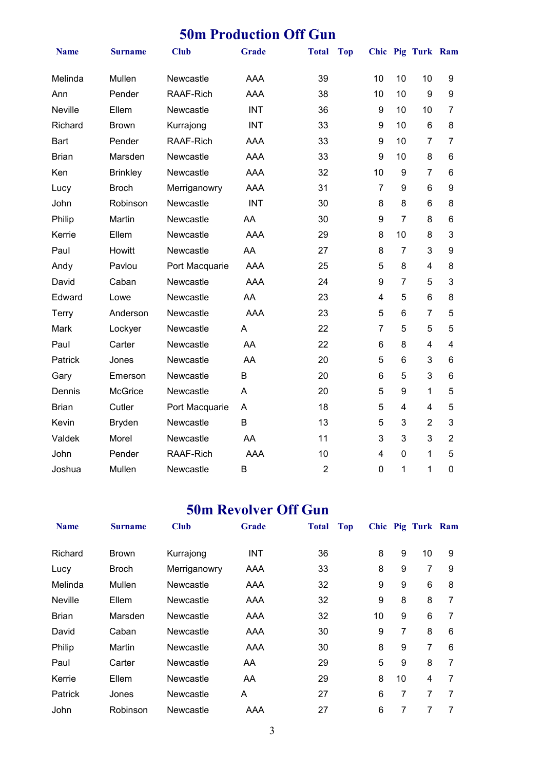# 50m Production Off Gun

| Name | Surname | Club | Grade | Total | Top | Chic | Pig | Turk | Ram |
|---|---|---|---|---|---|---|---|---|---|
| Melinda | Mullen | Newcastle | AAA | 39 | | 10 | 10 | 10 | 9 |
| Ann | Pender | RAAF-Rich | AAA | 38 | | 10 | 10 | 9 | 9 |
| Neville | Ellem | Newcastle | INT | 36 | | 9 | 10 | 10 | 7 |
| Richard | Brown | Kurrajong | INT | 33 | | 9 | 10 | 6 | 8 |
| Bart | Pender | RAAF-Rich | AAA | 33 | | 9 | 10 | 7 | 7 |
| Brian | Marsden | Newcastle | AAA | 33 | | 9 | 10 | 8 | 6 |
| Ken | Brinkley | Newcastle | AAA | 32 | | 10 | 9 | 7 | 6 |
| Lucy | Broch | Merriganowry | AAA | 31 | | 7 | 9 | 6 | 9 |
| John | Robinson | Newcastle | INT | 30 | | 8 | 8 | 6 | 8 |
| Philip | Martin | Newcastle | AA | 30 | | 9 | 7 | 8 | 6 |
| Kerrie | Ellem | Newcastle | AAA | 29 | | 8 | 10 | 8 | 3 |
| Paul | Howitt | Newcastle | AA | 27 | | 8 | 7 | 3 | 9 |
| Andy | Pavlou | Port Macquarie | AAA | 25 | | 5 | 8 | 4 | 8 |
| David | Caban | Newcastle | AAA | 24 | | 9 | 7 | 5 | 3 |
| Edward | Lowe | Newcastle | AA | 23 | | 4 | 5 | 6 | 8 |
| Terry | Anderson | Newcastle | AAA | 23 | | 5 | 6 | 7 | 5 |
| Mark | Lockyer | Newcastle | A | 22 | | 7 | 5 | 5 | 5 |
| Paul | Carter | Newcastle | AA | 22 | | 6 | 8 | 4 | 4 |
| Patrick | Jones | Newcastle | AA | 20 | | 5 | 6 | 3 | 6 |
| Gary | Emerson | Newcastle | B | 20 | | 6 | 5 | 3 | 6 |
| Dennis | McGrice | Newcastle | A | 20 | | 5 | 9 | 1 | 5 |
| Brian | Cutler | Port Macquarie | A | 18 | | 5 | 4 | 4 | 5 |
| Kevin | Bryden | Newcastle | B | 13 | | 5 | 3 | 2 | 3 |
| Valdek | Morel | Newcastle | AA | 11 | | 3 | 3 | 3 | 2 |
| John | Pender | RAAF-Rich | AAA | 10 | | 4 | 0 | 1 | 5 |
| Joshua | Mullen | Newcastle | B | 2 | | 0 | 1 | 1 | 0 |

# 50m Revolver Off Gun

| Name | Surname | Club | Grade | Total | Top | Chic | Pig | Turk | Ram |
|---|---|---|---|---|---|---|---|---|---|
| Richard | Brown | Kurrajong | INT | 36 | | 8 | 9 | 10 | 9 |
| Lucy | Broch | Merriganowry | AAA | 33 | | 8 | 9 | 7 | 9 |
| Melinda | Mullen | Newcastle | AAA | 32 | | 9 | 9 | 6 | 8 |
| Neville | Ellem | Newcastle | AAA | 32 | | 9 | 8 | 8 | 7 |
| Brian | Marsden | Newcastle | AAA | 32 | | 10 | 9 | 6 | 7 |
| David | Caban | Newcastle | AAA | 30 | | 9 | 7 | 8 | 6 |
| Philip | Martin | Newcastle | AAA | 30 | | 8 | 9 | 7 | 6 |
| Paul | Carter | Newcastle | AA | 29 | | 5 | 9 | 8 | 7 |
| Kerrie | Ellem | Newcastle | AA | 29 | | 8 | 10 | 4 | 7 |
| Patrick | Jones | Newcastle | A | 27 | | 6 | 7 | 7 | 7 |
| John | Robinson | Newcastle | AAA | 27 | | 6 | 7 | 7 | 7 |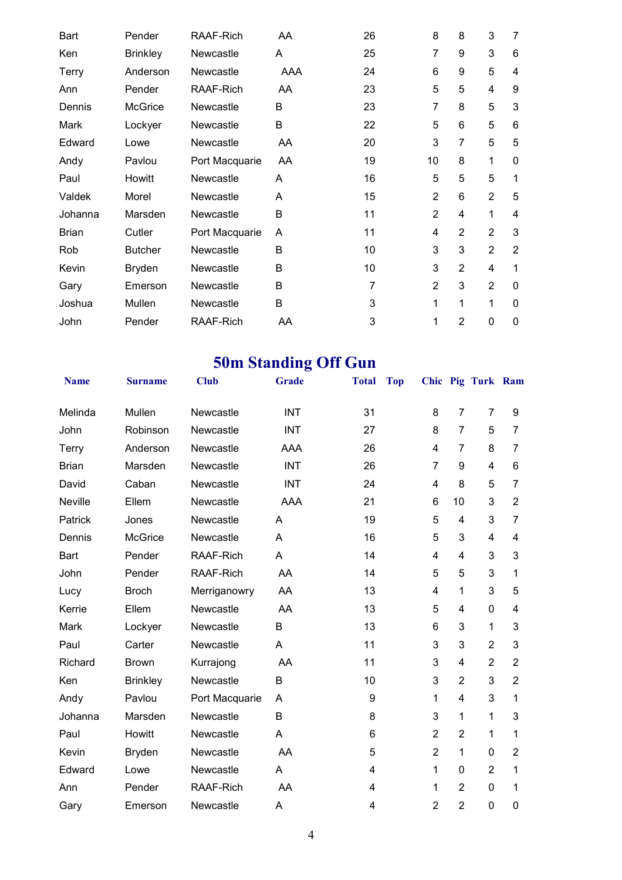| | | | | | | | | | |
|---|---|---|---|---|---|---|---|---|---|
| Bart | Pender | RAAF-Rich | AA | 26 | | 8 | 8 | 3 | 7 |
| Ken | Brinkley | Newcastle | A | 25 | | 7 | 9 | 3 | 6 |
| Terry | Anderson | Newcastle | AAA | 24 | | 6 | 9 | 5 | 4 |
| Ann | Pender | RAAF-Rich | AA | 23 | | 5 | 5 | 4 | 9 |
| Dennis | McGrice | Newcastle | B | 23 | | 7 | 8 | 5 | 3 |
| Mark | Lockyer | Newcastle | B | 22 | | 5 | 6 | 5 | 6 |
| Edward | Lowe | Newcastle | AA | 20 | | 3 | 7 | 5 | 5 |
| Andy | Pavlou | Port Macquarie | AA | 19 | | 10 | 8 | 1 | 0 |
| Paul | Howitt | Newcastle | A | 16 | | 5 | 5 | 5 | 1 |
| Valdek | Morel | Newcastle | A | 15 | | 2 | 6 | 2 | 5 |
| Johanna | Marsden | Newcastle | B | 11 | | 2 | 4 | 1 | 4 |
| Brian | Cutler | Port Macquarie | A | 11 | | 4 | 2 | 2 | 3 |
| Rob | Butcher | Newcastle | B | 10 | | 3 | 3 | 2 | 2 |
| Kevin | Bryden | Newcastle | B | 10 | | 3 | 2 | 4 | 1 |
| Gary | Emerson | Newcastle | B | 7 | | 2 | 3 | 2 | 0 |
| Joshua | Mullen | Newcastle | B | 3 | | 1 | 1 | 1 | 0 |
| John | Pender | RAAF-Rich | AA | 3 | | 1 | 2 | 0 | 0 |

## 50m Standing Off Gun

| Name | Surname | Club | Grade | Total | Top | Chic | Pig | Turk | Ram |
|---|---|---|---|---|---|---|---|---|---|
| Melinda | Mullen | Newcastle | INT | 31 | | 8 | 7 | 7 | 9 |
| John | Robinson | Newcastle | INT | 27 | | 8 | 7 | 5 | 7 |
| Terry | Anderson | Newcastle | AAA | 26 | | 4 | 7 | 8 | 7 |
| Brian | Marsden | Newcastle | INT | 26 | | 7 | 9 | 4 | 6 |
| David | Caban | Newcastle | INT | 24 | | 4 | 8 | 5 | 7 |
| Neville | Ellem | Newcastle | AAA | 21 | | 6 | 10 | 3 | 2 |
| Patrick | Jones | Newcastle | A | 19 | | 5 | 4 | 3 | 7 |
| Dennis | McGrice | Newcastle | A | 16 | | 5 | 3 | 4 | 4 |
| Bart | Pender | RAAF-Rich | A | 14 | | 4 | 4 | 3 | 3 |
| John | Pender | RAAF-Rich | AA | 14 | | 5 | 5 | 3 | 1 |
| Lucy | Broch | Merriganowry | AA | 13 | | 4 | 1 | 3 | 5 |
| Kerrie | Ellem | Newcastle | AA | 13 | | 5 | 4 | 0 | 4 |
| Mark | Lockyer | Newcastle | B | 13 | | 6 | 3 | 1 | 3 |
| Paul | Carter | Newcastle | A | 11 | | 3 | 3 | 2 | 3 |
| Richard | Brown | Kurrajong | AA | 11 | | 3 | 4 | 2 | 2 |
| Ken | Brinkley | Newcastle | B | 10 | | 3 | 2 | 3 | 2 |
| Andy | Pavlou | Port Macquarie | A | 9 | | 1 | 4 | 3 | 1 |
| Johanna | Marsden | Newcastle | B | 8 | | 3 | 1 | 1 | 3 |
| Paul | Howitt | Newcastle | A | 6 | | 2 | 2 | 1 | 1 |
| Kevin | Bryden | Newcastle | AA | 5 | | 2 | 1 | 0 | 2 |
| Edward | Lowe | Newcastle | A | 4 | | 1 | 0 | 2 | 1 |
| Ann | Pender | RAAF-Rich | AA | 4 | | 1 | 2 | 0 | 1 |
| Gary | Emerson | Newcastle | A | 4 | | 2 | 2 | 0 | 0 |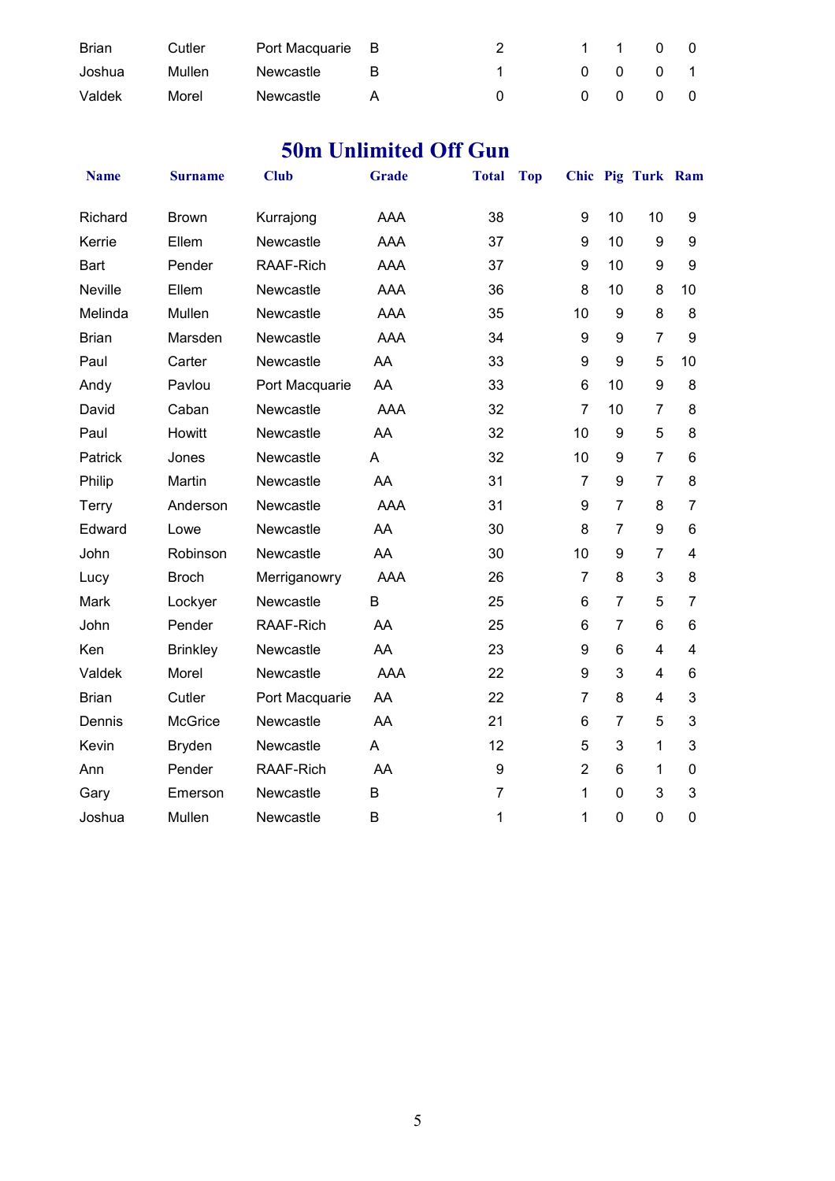| | | | | | | | | | |
|---|---|---|---|---|---|---|---|---|---|
| Brian | Cutler | Port Macquarie | B | 2 | | 1 | 1 | 0 | 0 |
| Joshua | Mullen | Newcastle | B | 1 | | 0 | 0 | 0 | 1 |
| Valdek | Morel | Newcastle | A | 0 | | 0 | 0 | 0 | 0 |

## 50m Unlimited Off Gun

| Name | Surname | Club | Grade | Total | Top | Chic | Pig | Turk | Ram |
|---|---|---|---|---|---|---|---|---|---|
| Richard | Brown | Kurrajong | AAA | 38 | | 9 | 10 | 10 | 9 |
| Kerrie | Ellem | Newcastle | AAA | 37 | | 9 | 10 | 9 | 9 |
| Bart | Pender | RAAF-Rich | AAA | 37 | | 9 | 10 | 9 | 9 |
| Neville | Ellem | Newcastle | AAA | 36 | | 8 | 10 | 8 | 10 |
| Melinda | Mullen | Newcastle | AAA | 35 | | 10 | 9 | 8 | 8 |
| Brian | Marsden | Newcastle | AAA | 34 | | 9 | 9 | 7 | 9 |
| Paul | Carter | Newcastle | AA | 33 | | 9 | 9 | 5 | 10 |
| Andy | Pavlou | Port Macquarie | AA | 33 | | 6 | 10 | 9 | 8 |
| David | Caban | Newcastle | AAA | 32 | | 7 | 10 | 7 | 8 |
| Paul | Howitt | Newcastle | AA | 32 | | 10 | 9 | 5 | 8 |
| Patrick | Jones | Newcastle | A | 32 | | 10 | 9 | 7 | 6 |
| Philip | Martin | Newcastle | AA | 31 | | 7 | 9 | 7 | 8 |
| Terry | Anderson | Newcastle | AAA | 31 | | 9 | 7 | 8 | 7 |
| Edward | Lowe | Newcastle | AA | 30 | | 8 | 7 | 9 | 6 |
| John | Robinson | Newcastle | AA | 30 | | 10 | 9 | 7 | 4 |
| Lucy | Broch | Merriganowry | AAA | 26 | | 7 | 8 | 3 | 8 |
| Mark | Lockyer | Newcastle | B | 25 | | 6 | 7 | 5 | 7 |
| John | Pender | RAAF-Rich | AA | 25 | | 6 | 7 | 6 | 6 |
| Ken | Brinkley | Newcastle | AA | 23 | | 9 | 6 | 4 | 4 |
| Valdek | Morel | Newcastle | AAA | 22 | | 9 | 3 | 4 | 6 |
| Brian | Cutler | Port Macquarie | AA | 22 | | 7 | 8 | 4 | 3 |
| Dennis | McGrice | Newcastle | AA | 21 | | 6 | 7 | 5 | 3 |
| Kevin | Bryden | Newcastle | A | 12 | | 5 | 3 | 1 | 3 |
| Ann | Pender | RAAF-Rich | AA | 9 | | 2 | 6 | 1 | 0 |
| Gary | Emerson | Newcastle | B | 7 | | 1 | 0 | 3 | 3 |
| Joshua | Mullen | Newcastle | B | 1 | | 1 | 0 | 0 | 0 |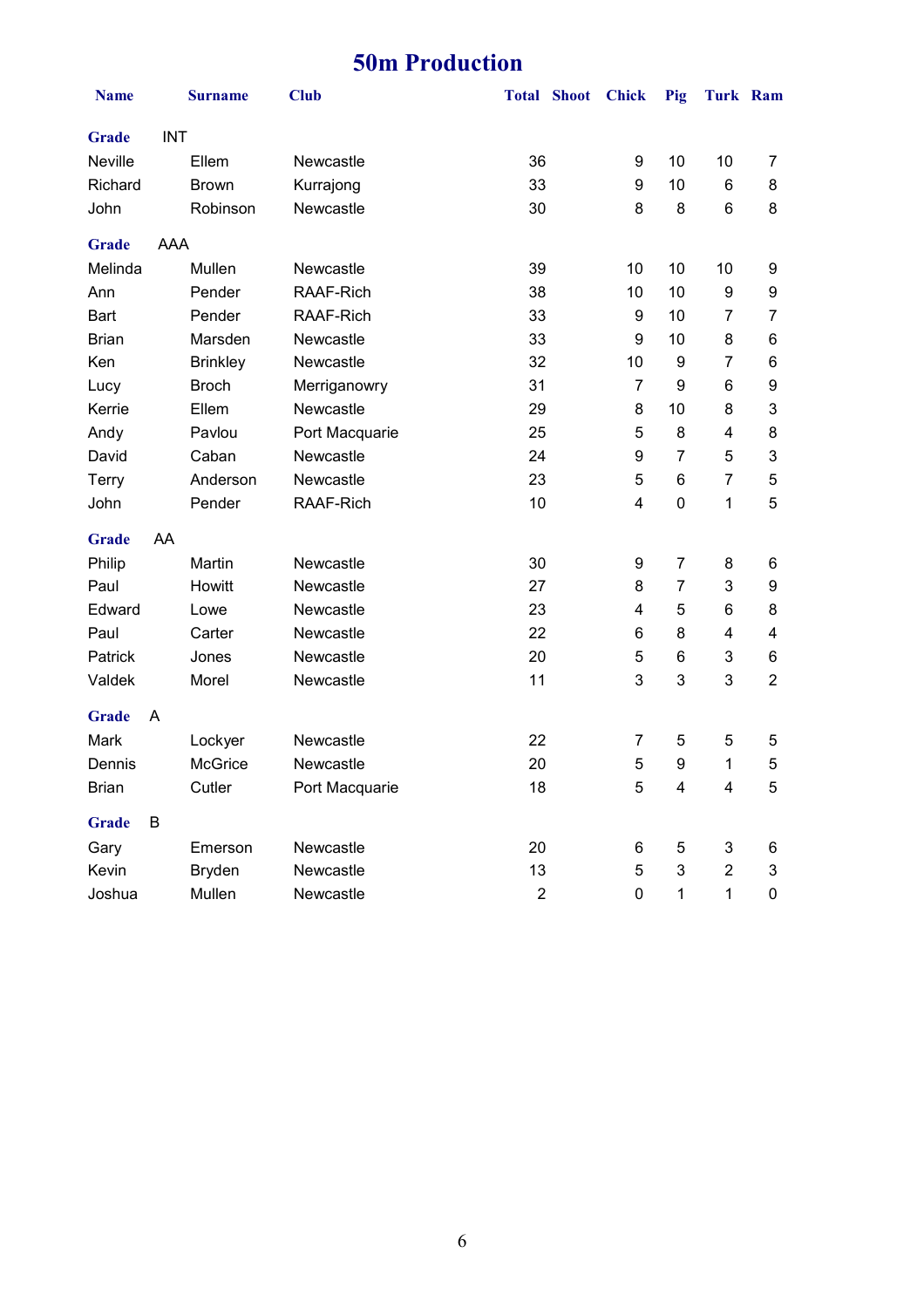# 50m Production

| Name | Surname | Club | Total | Shoot | Chick | Pig | Turk | Ram |
|---|---|---|---|---|---|---|---|---|
| **Grade** INT | | | | | | | | |
| Neville | Ellem | Newcastle | 36 | | 9 | 10 | 10 | 7 |
| Richard | Brown | Kurrajong | 33 | | 9 | 10 | 6 | 8 |
| John | Robinson | Newcastle | 30 | | 8 | 8 | 6 | 8 |
| **Grade** AAA | | | | | | | | |
| Melinda | Mullen | Newcastle | 39 | | 10 | 10 | 10 | 9 |
| Ann | Pender | RAAF-Rich | 38 | | 10 | 10 | 9 | 9 |
| Bart | Pender | RAAF-Rich | 33 | | 9 | 10 | 7 | 7 |
| Brian | Marsden | Newcastle | 33 | | 9 | 10 | 8 | 6 |
| Ken | Brinkley | Newcastle | 32 | | 10 | 9 | 7 | 6 |
| Lucy | Broch | Merriganowry | 31 | | 7 | 9 | 6 | 9 |
| Kerrie | Ellem | Newcastle | 29 | | 8 | 10 | 8 | 3 |
| Andy | Pavlou | Port Macquarie | 25 | | 5 | 8 | 4 | 8 |
| David | Caban | Newcastle | 24 | | 9 | 7 | 5 | 3 |
| Terry | Anderson | Newcastle | 23 | | 5 | 6 | 7 | 5 |
| John | Pender | RAAF-Rich | 10 | | 4 | 0 | 1 | 5 |
| **Grade** AA | | | | | | | | |
| Philip | Martin | Newcastle | 30 | | 9 | 7 | 8 | 6 |
| Paul | Howitt | Newcastle | 27 | | 8 | 7 | 3 | 9 |
| Edward | Lowe | Newcastle | 23 | | 4 | 5 | 6 | 8 |
| Paul | Carter | Newcastle | 22 | | 6 | 8 | 4 | 4 |
| Patrick | Jones | Newcastle | 20 | | 5 | 6 | 3 | 6 |
| Valdek | Morel | Newcastle | 11 | | 3 | 3 | 3 | 2 |
| **Grade** A | | | | | | | | |
| Mark | Lockyer | Newcastle | 22 | | 7 | 5 | 5 | 5 |
| Dennis | McGrice | Newcastle | 20 | | 5 | 9 | 1 | 5 |
| Brian | Cutler | Port Macquarie | 18 | | 5 | 4 | 4 | 5 |
| **Grade** B | | | | | | | | |
| Gary | Emerson | Newcastle | 20 | | 6 | 5 | 3 | 6 |
| Kevin | Bryden | Newcastle | 13 | | 5 | 3 | 2 | 3 |
| Joshua | Mullen | Newcastle | 2 | | 0 | 1 | 1 | 0 |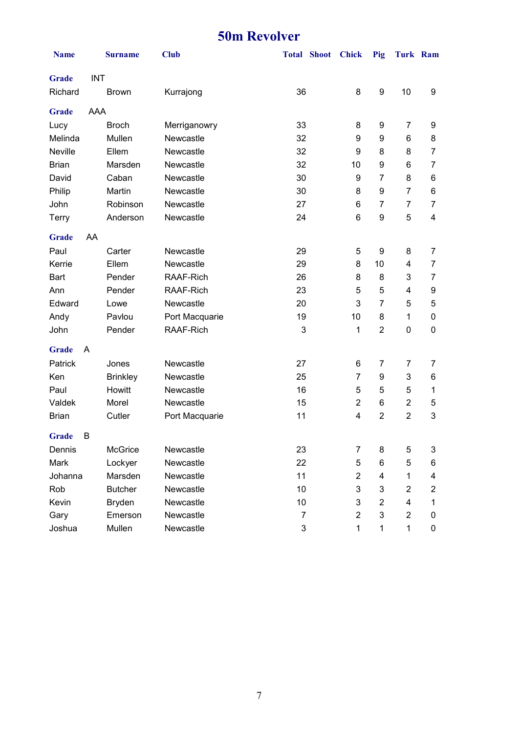# 50m Revolver

| Name | Surname | Club | Total | Shoot | Chick | Pig | Turk | Ram |
|---|---|---|---|---|---|---|---|---|
| **Grade** INT | | | | | | | | |
| Richard | Brown | Kurrajong | 36 | | 8 | 9 | 10 | 9 |
| **Grade** AAA | | | | | | | | |
| Lucy | Broch | Merriganowry | 33 | | 8 | 9 | 7 | 9 |
| Melinda | Mullen | Newcastle | 32 | | 9 | 9 | 6 | 8 |
| Neville | Ellem | Newcastle | 32 | | 9 | 8 | 8 | 7 |
| Brian | Marsden | Newcastle | 32 | | 10 | 9 | 6 | 7 |
| David | Caban | Newcastle | 30 | | 9 | 7 | 8 | 6 |
| Philip | Martin | Newcastle | 30 | | 8 | 9 | 7 | 6 |
| John | Robinson | Newcastle | 27 | | 6 | 7 | 7 | 7 |
| Terry | Anderson | Newcastle | 24 | | 6 | 9 | 5 | 4 |
| **Grade** AA | | | | | | | | |
| Paul | Carter | Newcastle | 29 | | 5 | 9 | 8 | 7 |
| Kerrie | Ellem | Newcastle | 29 | | 8 | 10 | 4 | 7 |
| Bart | Pender | RAAF-Rich | 26 | | 8 | 8 | 3 | 7 |
| Ann | Pender | RAAF-Rich | 23 | | 5 | 5 | 4 | 9 |
| Edward | Lowe | Newcastle | 20 | | 3 | 7 | 5 | 5 |
| Andy | Pavlou | Port Macquarie | 19 | | 10 | 8 | 1 | 0 |
| John | Pender | RAAF-Rich | 3 | | 1 | 2 | 0 | 0 |
| **Grade** A | | | | | | | | |
| Patrick | Jones | Newcastle | 27 | | 6 | 7 | 7 | 7 |
| Ken | Brinkley | Newcastle | 25 | | 7 | 9 | 3 | 6 |
| Paul | Howitt | Newcastle | 16 | | 5 | 5 | 5 | 1 |
| Valdek | Morel | Newcastle | 15 | | 2 | 6 | 2 | 5 |
| Brian | Cutler | Port Macquarie | 11 | | 4 | 2 | 2 | 3 |
| **Grade** B | | | | | | | | |
| Dennis | McGrice | Newcastle | 23 | | 7 | 8 | 5 | 3 |
| Mark | Lockyer | Newcastle | 22 | | 5 | 6 | 5 | 6 |
| Johanna | Marsden | Newcastle | 11 | | 2 | 4 | 1 | 4 |
| Rob | Butcher | Newcastle | 10 | | 3 | 3 | 2 | 2 |
| Kevin | Bryden | Newcastle | 10 | | 3 | 2 | 4 | 1 |
| Gary | Emerson | Newcastle | 7 | | 2 | 3 | 2 | 0 |
| Joshua | Mullen | Newcastle | 3 | | 1 | 1 | 1 | 0 |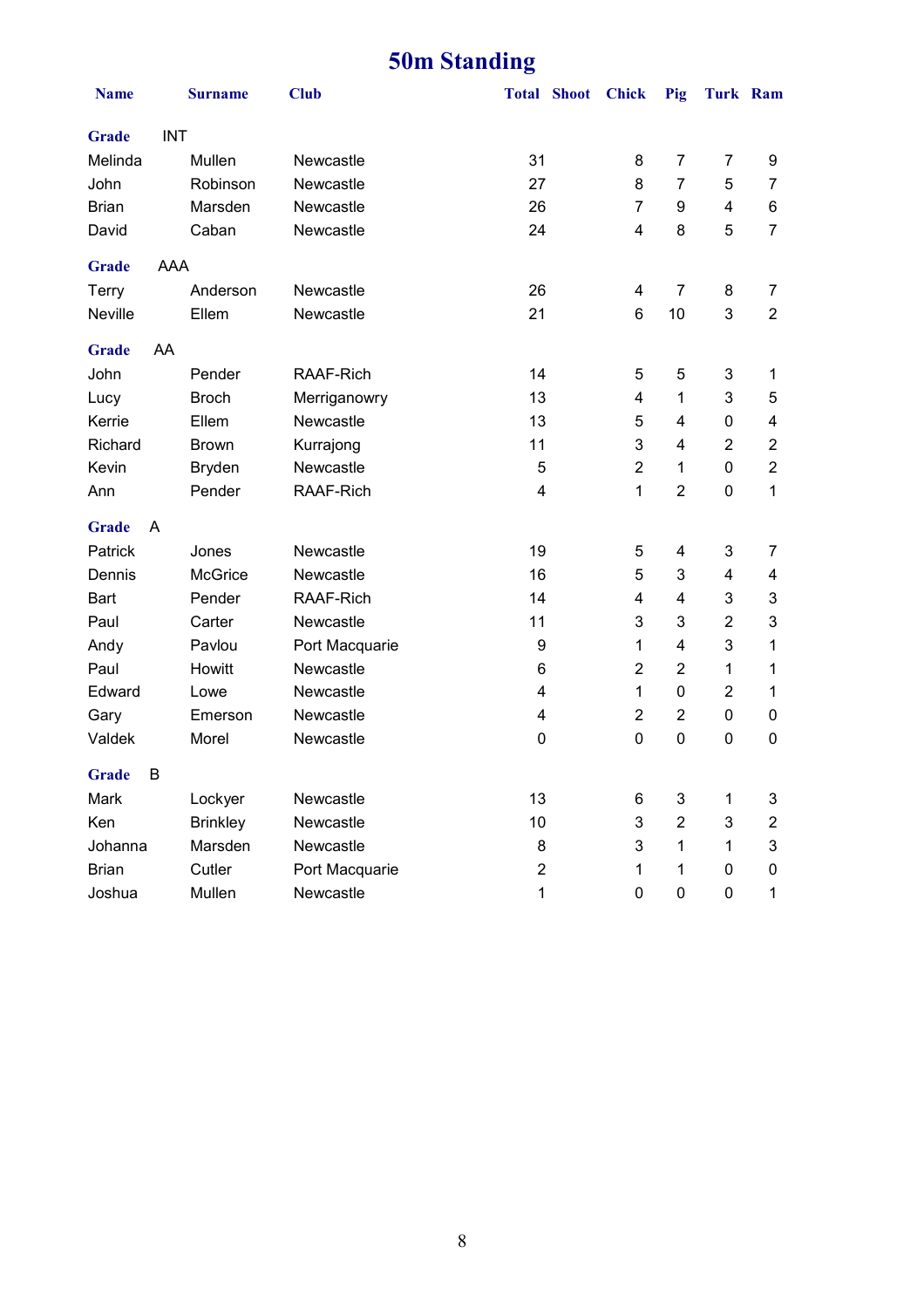# 50m Standing

| Name | Surname | Club | Total | Shoot | Chick | Pig | Turk | Ram |
|---|---|---|---|---|---|---|---|---|
| **Grade** INT | | | | | | | | |
| Melinda | Mullen | Newcastle | 31 | | 8 | 7 | 7 | 9 |
| John | Robinson | Newcastle | 27 | | 8 | 7 | 5 | 7 |
| Brian | Marsden | Newcastle | 26 | | 7 | 9 | 4 | 6 |
| David | Caban | Newcastle | 24 | | 4 | 8 | 5 | 7 |
| **Grade** AAA | | | | | | | | |
| Terry | Anderson | Newcastle | 26 | | 4 | 7 | 8 | 7 |
| Neville | Ellem | Newcastle | 21 | | 6 | 10 | 3 | 2 |
| **Grade** AA | | | | | | | | |
| John | Pender | RAAF-Rich | 14 | | 5 | 5 | 3 | 1 |
| Lucy | Broch | Merriganowry | 13 | | 4 | 1 | 3 | 5 |
| Kerrie | Ellem | Newcastle | 13 | | 5 | 4 | 0 | 4 |
| Richard | Brown | Kurrajong | 11 | | 3 | 4 | 2 | 2 |
| Kevin | Bryden | Newcastle | 5 | | 2 | 1 | 0 | 2 |
| Ann | Pender | RAAF-Rich | 4 | | 1 | 2 | 0 | 1 |
| **Grade** A | | | | | | | | |
| Patrick | Jones | Newcastle | 19 | | 5 | 4 | 3 | 7 |
| Dennis | McGrice | Newcastle | 16 | | 5 | 3 | 4 | 4 |
| Bart | Pender | RAAF-Rich | 14 | | 4 | 4 | 3 | 3 |
| Paul | Carter | Newcastle | 11 | | 3 | 3 | 2 | 3 |
| Andy | Pavlou | Port Macquarie | 9 | | 1 | 4 | 3 | 1 |
| Paul | Howitt | Newcastle | 6 | | 2 | 2 | 1 | 1 |
| Edward | Lowe | Newcastle | 4 | | 1 | 0 | 2 | 1 |
| Gary | Emerson | Newcastle | 4 | | 2 | 2 | 0 | 0 |
| Valdek | Morel | Newcastle | 0 | | 0 | 0 | 0 | 0 |
| **Grade** B | | | | | | | | |
| Mark | Lockyer | Newcastle | 13 | | 6 | 3 | 1 | 3 |
| Ken | Brinkley | Newcastle | 10 | | 3 | 2 | 3 | 2 |
| Johanna | Marsden | Newcastle | 8 | | 3 | 1 | 1 | 3 |
| Brian | Cutler | Port Macquarie | 2 | | 1 | 1 | 0 | 0 |
| Joshua | Mullen | Newcastle | 1 | | 0 | 0 | 0 | 1 |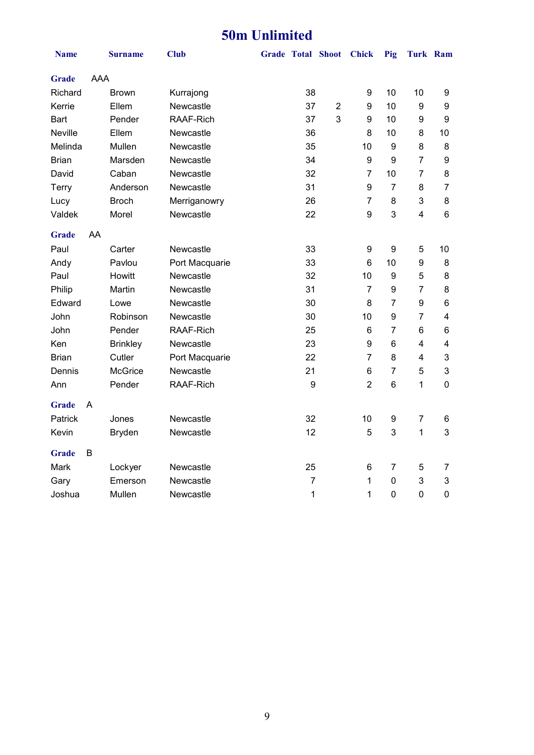# 50m Unlimited

| Name | Surname | Club | Grade | Total | Shoot | Chick | Pig | Turk | Ram |
|---|---|---|---|---|---|---|---|---|---|
| **Grade** AAA | | | | | | | | | |
| Richard | Brown | Kurrajong | | 38 | | 9 | 10 | 10 | 9 |
| Kerrie | Ellem | Newcastle | | 37 | 2 | 9 | 10 | 9 | 9 |
| Bart | Pender | RAAF-Rich | | 37 | 3 | 9 | 10 | 9 | 9 |
| Neville | Ellem | Newcastle | | 36 | | 8 | 10 | 8 | 10 |
| Melinda | Mullen | Newcastle | | 35 | | 10 | 9 | 8 | 8 |
| Brian | Marsden | Newcastle | | 34 | | 9 | 9 | 7 | 9 |
| David | Caban | Newcastle | | 32 | | 7 | 10 | 7 | 8 |
| Terry | Anderson | Newcastle | | 31 | | 9 | 7 | 8 | 7 |
| Lucy | Broch | Merriganowry | | 26 | | 7 | 8 | 3 | 8 |
| Valdek | Morel | Newcastle | | 22 | | 9 | 3 | 4 | 6 |
| **Grade** AA | | | | | | | | | |
| Paul | Carter | Newcastle | | 33 | | 9 | 9 | 5 | 10 |
| Andy | Pavlou | Port Macquarie | | 33 | | 6 | 10 | 9 | 8 |
| Paul | Howitt | Newcastle | | 32 | | 10 | 9 | 5 | 8 |
| Philip | Martin | Newcastle | | 31 | | 7 | 9 | 7 | 8 |
| Edward | Lowe | Newcastle | | 30 | | 8 | 7 | 9 | 6 |
| John | Robinson | Newcastle | | 30 | | 10 | 9 | 7 | 4 |
| John | Pender | RAAF-Rich | | 25 | | 6 | 7 | 6 | 6 |
| Ken | Brinkley | Newcastle | | 23 | | 9 | 6 | 4 | 4 |
| Brian | Cutler | Port Macquarie | | 22 | | 7 | 8 | 4 | 3 |
| Dennis | McGrice | Newcastle | | 21 | | 6 | 7 | 5 | 3 |
| Ann | Pender | RAAF-Rich | | 9 | | 2 | 6 | 1 | 0 |
| **Grade** A | | | | | | | | | |
| Patrick | Jones | Newcastle | | 32 | | 10 | 9 | 7 | 6 |
| Kevin | Bryden | Newcastle | | 12 | | 5 | 3 | 1 | 3 |
| **Grade** B | | | | | | | | | |
| Mark | Lockyer | Newcastle | | 25 | | 6 | 7 | 5 | 7 |
| Gary | Emerson | Newcastle | | 7 | | 1 | 0 | 3 | 3 |
| Joshua | Mullen | Newcastle | | 1 | | 1 | 0 | 0 | 0 |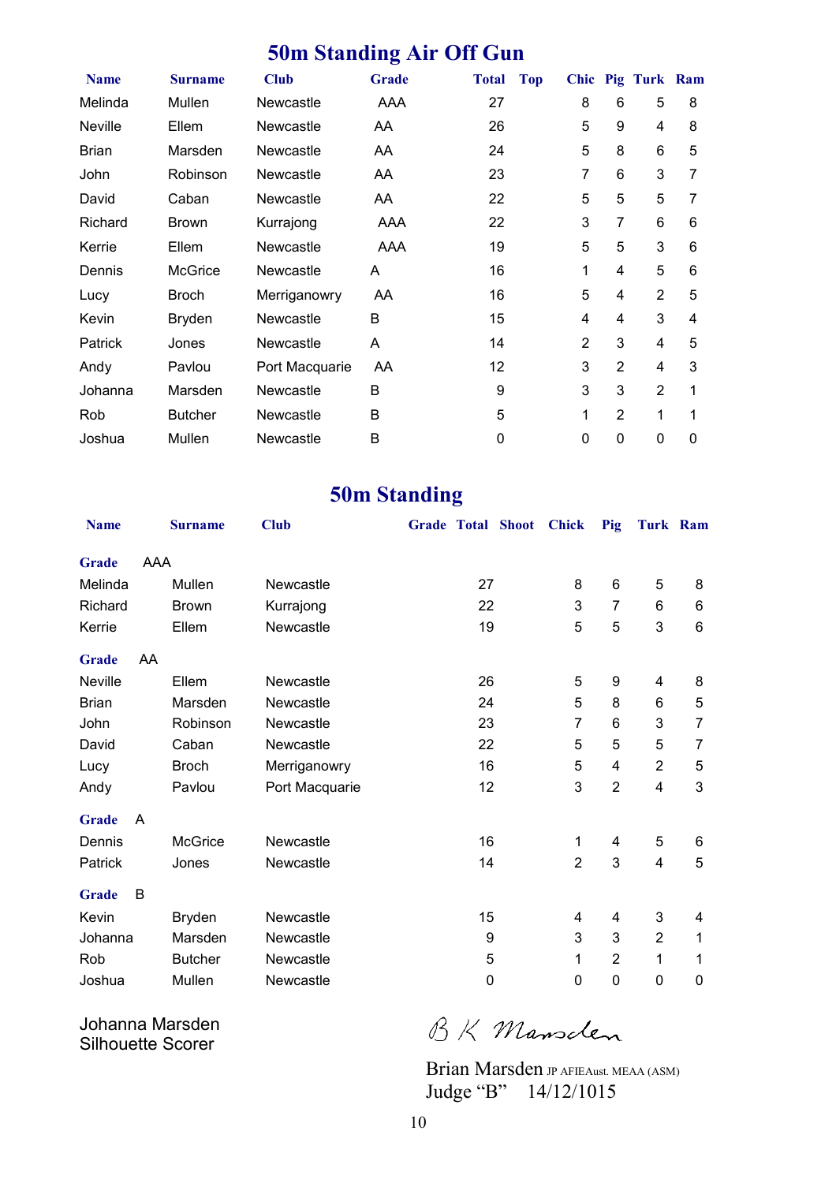## 50m Standing Air Off Gun

| Name | Surname | Club | Grade | Total | Top | Chic | Pig | Turk | Ram |
|---|---|---|---|---|---|---|---|---|---|
| Melinda | Mullen | Newcastle | AAA | 27 | | 8 | 6 | 5 | 8 |
| Neville | Ellem | Newcastle | AA | 26 | | 5 | 9 | 4 | 8 |
| Brian | Marsden | Newcastle | AA | 24 | | 5 | 8 | 6 | 5 |
| John | Robinson | Newcastle | AA | 23 | | 7 | 6 | 3 | 7 |
| David | Caban | Newcastle | AA | 22 | | 5 | 5 | 5 | 7 |
| Richard | Brown | Kurrajong | AAA | 22 | | 3 | 7 | 6 | 6 |
| Kerrie | Ellem | Newcastle | AAA | 19 | | 5 | 5 | 3 | 6 |
| Dennis | McGrice | Newcastle | A | 16 | | 1 | 4 | 5 | 6 |
| Lucy | Broch | Merriganowry | AA | 16 | | 5 | 4 | 2 | 5 |
| Kevin | Bryden | Newcastle | B | 15 | | 4 | 4 | 3 | 4 |
| Patrick | Jones | Newcastle | A | 14 | | 2 | 3 | 4 | 5 |
| Andy | Pavlou | Port Macquarie | AA | 12 | | 3 | 2 | 4 | 3 |
| Johanna | Marsden | Newcastle | B | 9 | | 3 | 3 | 2 | 1 |
| Rob | Butcher | Newcastle | B | 5 | | 1 | 2 | 1 | 1 |
| Joshua | Mullen | Newcastle | B | 0 | | 0 | 0 | 0 | 0 |

## 50m Standing

| Name | Surname | Club | Grade | Total | Shoot | Chick | Pig | Turk | Ram |
|---|---|---|---|---|---|---|---|---|---|
| **Grade** AAA | | | | | | | | | |
| Melinda | Mullen | Newcastle | | 27 | | 8 | 6 | 5 | 8 |
| Richard | Brown | Kurrajong | | 22 | | 3 | 7 | 6 | 6 |
| Kerrie | Ellem | Newcastle | | 19 | | 5 | 5 | 3 | 6 |
| **Grade** AA | | | | | | | | | |
| Neville | Ellem | Newcastle | | 26 | | 5 | 9 | 4 | 8 |
| Brian | Marsden | Newcastle | | 24 | | 5 | 8 | 6 | 5 |
| John | Robinson | Newcastle | | 23 | | 7 | 6 | 3 | 7 |
| David | Caban | Newcastle | | 22 | | 5 | 5 | 5 | 7 |
| Lucy | Broch | Merriganowry | | 16 | | 5 | 4 | 2 | 5 |
| Andy | Pavlou | Port Macquarie | | 12 | | 3 | 2 | 4 | 3 |
| **Grade** A | | | | | | | | | |
| Dennis | McGrice | Newcastle | | 16 | | 1 | 4 | 5 | 6 |
| Patrick | Jones | Newcastle | | 14 | | 2 | 3 | 4 | 5 |
| **Grade** B | | | | | | | | | |
| Kevin | Bryden | Newcastle | | 15 | | 4 | 4 | 3 | 4 |
| Johanna | Marsden | Newcastle | | 9 | | 3 | 3 | 2 | 1 |
| Rob | Butcher | Newcastle | | 5 | | 1 | 2 | 1 | 1 |
| Joshua | Mullen | Newcastle | | 0 | | 0 | 0 | 0 | 0 |

Johanna Marsden
Silhouette Scorer

B K Marsden

Brian Marsden JP AFIEAust. MEAA (ASM)
Judge "B" 14/12/1015